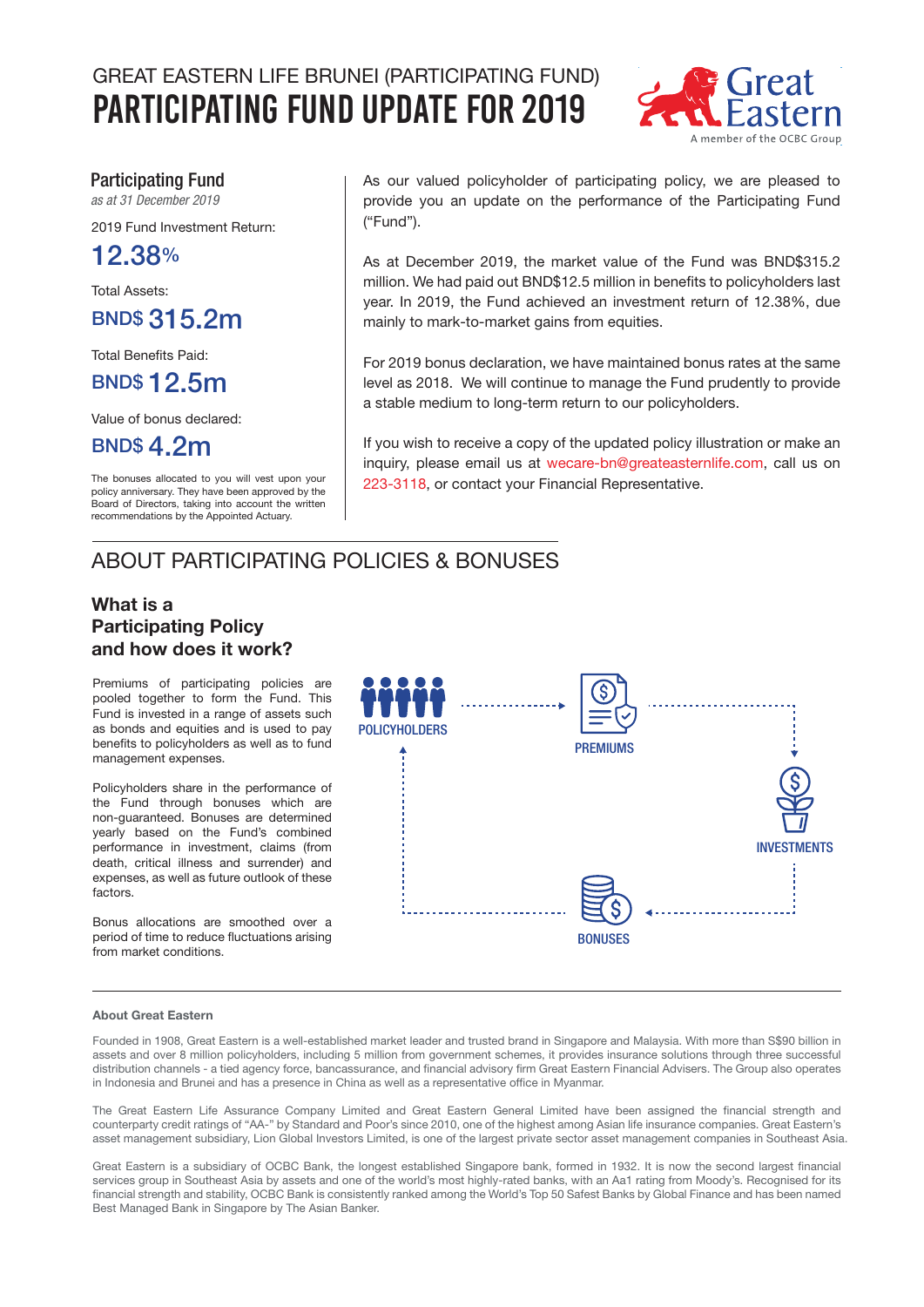# GREAT EASTERN LIFE BRUNEI (PARTICIPATING FUND)

# PARTICIPATING FUND UPDATE FOR 2019

## Participating Fund

*as at 31 December 2019*

2019 Fund Investment Return:

**12.38%**

Total Assets:

**BND$ 315.2m**

Total Benefits Paid:

**BND$ 12.5m**

Value of bonus declared:

**BND$ 4.2m**

The bonuses allocated to you will vest upon your policy anniversary. They have been approved by the Board of Directors, taking into account the written recommendations by the Appointed Actuary.

As our valued policyholder of participating policy, we are pleased to provide you an update on the performance of the Participating Fund ("Fund").

As at December 2019, the market value of the Fund was BND$315.2 million. We had paid out BND$12.5 million in benefits to policyholders last year. In 2019, the Fund achieved an investment return of 12.38%, due mainly to mark-to-market gains from equities.

For 2019 bonus declaration, we have maintained bonus rates at the same level as 2018. We will continue to manage the Fund prudently to provide a stable medium to long-term return to our policyholders.

If you wish to receive a copy of the updated policy illustration or make an inquiry, please email us at wecare-bn@greateasternlife.com, call us on 223-3118, or contact your Financial Representative.

## ABOUT PARTICIPATING POLICIES & BONUSES

### What is a Participating Policy and how does it work?

Premiums of participating policies are pooled together to form the Fund. This Fund is invested in a range of assets such as bonds and equities and is used to pay benefits to policyholders as well as to fund management expenses.

Policyholders share in the performance of the Fund through bonuses which are non-guaranteed. Bonuses are determined yearly based on the Fund's combined performance in investment, claims (from death, critical illness and surrender) and expenses, as well as future outlook of these factors.

Bonus allocations are smoothed over a period of time to reduce fluctuations arising from market conditions.

POLICYHOLDERS → PREMIUMS → INVESTMENTS → BONUSES → POLICYHOLDERS

**About Great Eastern**

Founded in 1908, Great Eastern is a well-established market leader and trusted brand in Singapore and Malaysia. With more than S$90 billion in assets and over 8 million policyholders, including 5 million from government schemes, it provides insurance solutions through three successful distribution channels - a tied agency force, bancassurance, and financial advisory firm Great Eastern Financial Advisers. The Group also operates in Indonesia and Brunei and has a presence in China as well as a representative office in Myanmar.

The Great Eastern Life Assurance Company Limited and Great Eastern General Limited have been assigned the financial strength and counterparty credit ratings of "AA-" by Standard and Poor's since 2010, one of the highest among Asian life insurance companies. Great Eastern's asset management subsidiary, Lion Global Investors Limited, is one of the largest private sector asset management companies in Southeast Asia.

Great Eastern is a subsidiary of OCBC Bank, the longest established Singapore bank, formed in 1932. It is now the second largest financial services group in Southeast Asia by assets and one of the world's most highly-rated banks, with an Aa1 rating from Moody's. Recognised for its financial strength and stability, OCBC Bank is consistently ranked among the World's Top 50 Safest Banks by Global Finance and has been named Best Managed Bank in Singapore by The Asian Banker.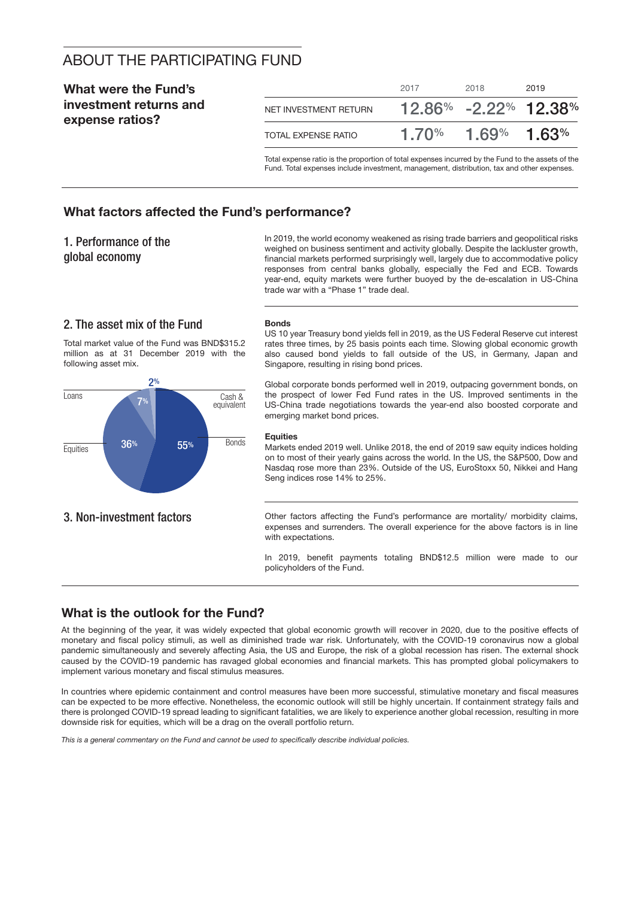# ABOUT THE PARTICIPATING FUND

## What were the Fund's investment returns and expense ratios?

| | 2017 | 2018 | 2019 |
|---|---|---|---|
| NET INVESTMENT RETURN | 12.86% | -2.22% | 12.38% |
| TOTAL EXPENSE RATIO | 1.70% | 1.69% | 1.63% |

Total expense ratio is the proportion of total expenses incurred by the Fund to the assets of the Fund. Total expenses include investment, management, distribution, tax and other expenses.

## What factors affected the Fund's performance?

### 1. Performance of the global economy

In 2019, the world economy weakened as rising trade barriers and geopolitical risks weighed on business sentiment and activity globally. Despite the lackluster growth, financial markets performed surprisingly well, largely due to accommodative policy responses from central banks globally, especially the Fed and ECB. Towards year-end, equity markets were further buoyed by the de-escalation in US-China trade war with a "Phase 1" trade deal.

### 2. The asset mix of the Fund

Total market value of the Fund was BND$315.2 million as at 31 December 2019 with the following asset mix.

2%
Loans
7%
Cash & equivalent
Equities
36%
55%
Bonds

**Bonds**

US 10 year Treasury bond yields fell in 2019, as the US Federal Reserve cut interest rates three times, by 25 basis points each time. Slowing global economic growth also caused bond yields to fall outside of the US, in Germany, Japan and Singapore, resulting in rising bond prices.

Global corporate bonds performed well in 2019, outpacing government bonds, on the prospect of lower Fed Fund rates in the US. Improved sentiments in the US-China trade negotiations towards the year-end also boosted corporate and emerging market bond prices.

**Equities**

Markets ended 2019 well. Unlike 2018, the end of 2019 saw equity indices holding on to most of their yearly gains across the world. In the US, the S&P500, Dow and Nasdaq rose more than 23%. Outside of the US, EuroStoxx 50, Nikkei and Hang Seng indices rose 14% to 25%.

### 3. Non-investment factors

Other factors affecting the Fund's performance are mortality/ morbidity claims, expenses and surrenders. The overall experience for the above factors is in line with expectations.

In 2019, benefit payments totaling BND$12.5 million were made to our policyholders of the Fund.

## What is the outlook for the Fund?

At the beginning of the year, it was widely expected that global economic growth will recover in 2020, due to the positive effects of monetary and fiscal policy stimuli, as well as diminished trade war risk. Unfortunately, with the COVID-19 coronavirus now a global pandemic simultaneously and severely affecting Asia, the US and Europe, the risk of a global recession has risen. The external shock caused by the COVID-19 pandemic has ravaged global economies and financial markets. This has prompted global policymakers to implement various monetary and fiscal stimulus measures.

In countries where epidemic containment and control measures have been more successful, stimulative monetary and fiscal measures can be expected to be more effective. Nonetheless, the economic outlook will still be highly uncertain. If containment strategy fails and there is prolonged COVID-19 spread leading to significant fatalities, we are likely to experience another global recession, resulting in more downside risk for equities, which will be a drag on the overall portfolio return.

*This is a general commentary on the Fund and cannot be used to specifically describe individual policies.*